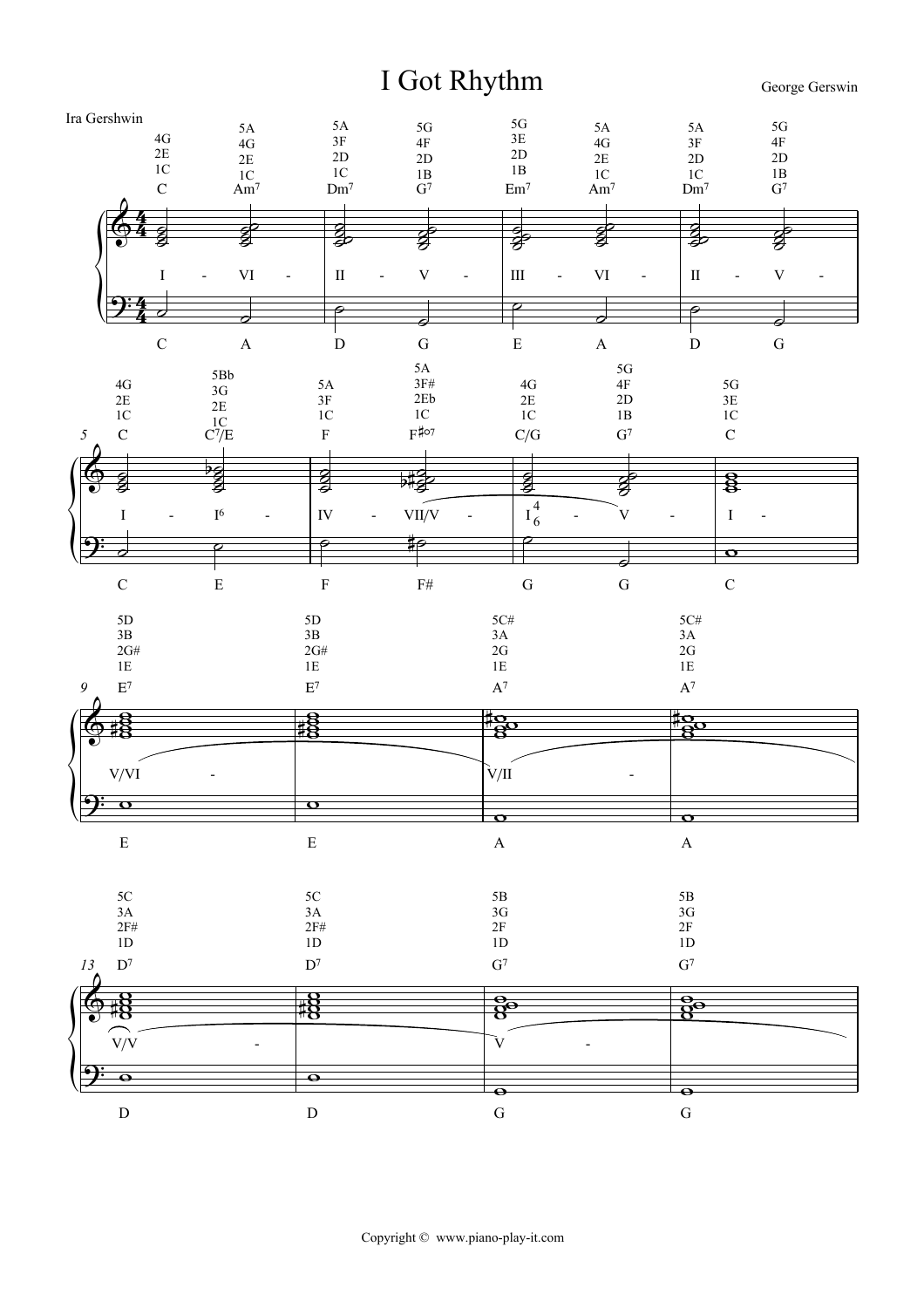# I Got Rhythm

George Gerswin

Ira Gershwin

| Bar | Chord | Right hand (fingering/notes) | Function | Bass |
|---|---|---|---|---|
| 1 | C | 4G 2E 1C | I | C |
| 1 | Am7 | 5A 4G 2E 1C | VI | A |
| 2 | Dm7 | 5A 3F 2D 1C | II | D |
| 2 | G7 | 5G 4F 2D 1B | V | G |
| 3 | Em7 | 5G 3E 2D 1B | III | E |
| 3 | Am7 | 5A 4G 2E 1C | VI | A |
| 4 | Dm7 | 5A 3F 2D 1C | II | D |
| 4 | G7 | 5G 4F 2D 1B | V | G |
| 5 | C | 4G 2E 1C | I | C |
| 5 | C7/E | 5Bb 3G 2E 1C | I6 | E |
| 6 | F | 5A 3F 1C | IV | F |
| 6 | F#o7 | 5A 3F# 2Eb 1C | VII/V | F# |
| 7 | C/G | 4G 2E 1C | I 4 6 | G |
| 7 | G7 | 5G 4F 2D 1B | V | G |
| 8 | C | 5G 3E 1C | I | C |
| 9 | E7 | 5D 3B 2G# 1E | V/VI | E |
| 10 | E7 | 5D 3B 2G# 1E | | E |
| 11 | A7 | 5C# 3A 2G 1E | V/II | A |
| 12 | A7 | 5C# 3A 2G 1E | | A |
| 13 | D7 | 5C 3A 2F# 1D | V/V | D |
| 14 | D7 | 5C 3A 2F# 1D | | D |
| 15 | G7 | 5B 3G 2F 1D | V | G |
| 16 | G7 | 5B 3G 2F 1D | | G |

Copyright © www.piano-play-it.com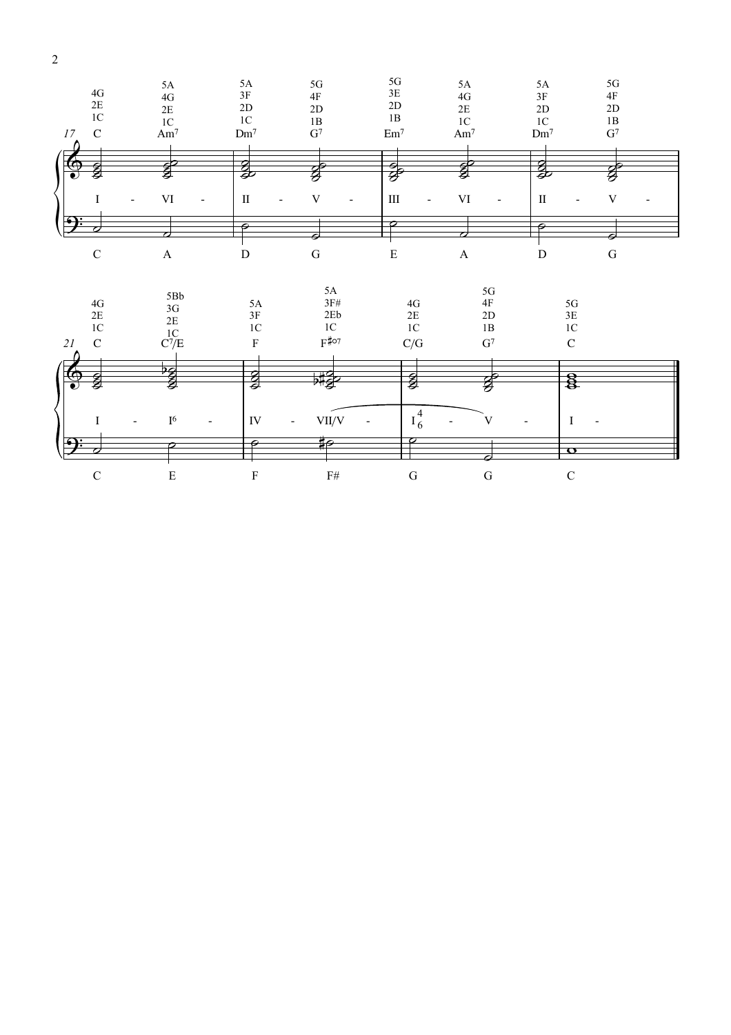17

| | | | | | | | |
|---|---|---|---|---|---|---|---|
| 4G 2E 1C | 5A 4G 2E 1C | 5A 3F 2D 1C | 5G 4F 2D 1B | 5G 3E 2D 1B | 5A 4G 2E 1C | 5A 3F 2D 1C | 5G 4F 2D 1B |
| C | Am$^7$ | Dm$^7$ | G$^7$ | Em$^7$ | Am$^7$ | Dm$^7$ | G$^7$ |
| I - | VI - | II - | V - | III - | VI - | II - | V - |
| C | A | D | G | E | A | D | G |

21

| | | | | | | |
|---|---|---|---|---|---|---|
| 4G 2E 1C | 5Bb 3G 2E 1C | 5A 3F 1C | 5A 3F# 2Eb 1C | 4G 2E 1C | 5G 4F 2D 1B | 5G 3E 1C |
| C | C$^7$/E | F | F$^{\sharp o7}$ | C/G | G$^7$ | C |
| I - | I$^6$ - | IV - | VII/V - | I$^4_6$ - | V - | I - |
| C | E | F | F# | G | G | C |